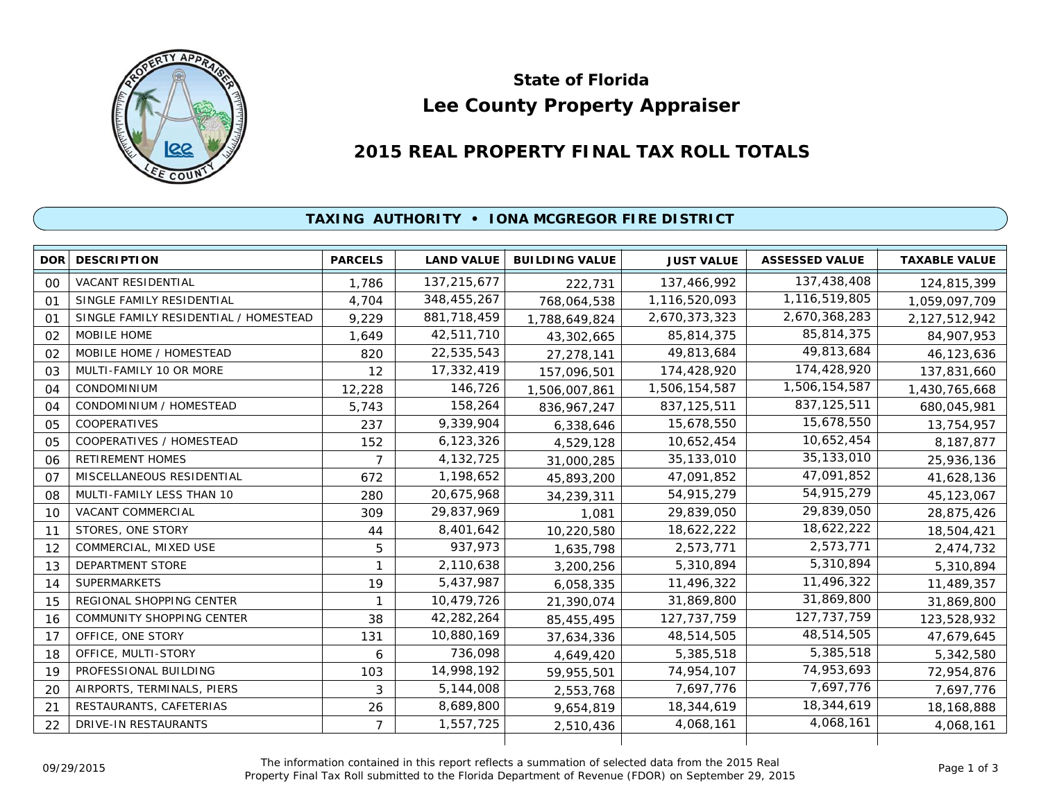# State of Florida

# Lee County Property Appraiser

## 2015 REAL PROPERTY FINAL TAX ROLL TOTALS

### TAXING AUTHORITY • IONA MCGREGOR FIRE DISTRICT

| DOR | DESCRIPTION | PARCELS | LAND VALUE | BUILDING VALUE | JUST VALUE | ASSESSED VALUE | TAXABLE VALUE |
|---|---|---|---|---|---|---|---|
| 00 | VACANT RESIDENTIAL | 1,786 | 137,215,677 | 222,731 | 137,466,992 | 137,438,408 | 124,815,399 |
| 01 | SINGLE FAMILY RESIDENTIAL | 4,704 | 348,455,267 | 768,064,538 | 1,116,520,093 | 1,116,519,805 | 1,059,097,709 |
| 01 | SINGLE FAMILY RESIDENTIAL / HOMESTEAD | 9,229 | 881,718,459 | 1,788,649,824 | 2,670,373,323 | 2,670,368,283 | 2,127,512,942 |
| 02 | MOBILE HOME | 1,649 | 42,511,710 | 43,302,665 | 85,814,375 | 85,814,375 | 84,907,953 |
| 02 | MOBILE HOME / HOMESTEAD | 820 | 22,535,543 | 27,278,141 | 49,813,684 | 49,813,684 | 46,123,636 |
| 03 | MULTI-FAMILY 10 OR MORE | 12 | 17,332,419 | 157,096,501 | 174,428,920 | 174,428,920 | 137,831,660 |
| 04 | CONDOMINIUM | 12,228 | 146,726 | 1,506,007,861 | 1,506,154,587 | 1,506,154,587 | 1,430,765,668 |
| 04 | CONDOMINIUM / HOMESTEAD | 5,743 | 158,264 | 836,967,247 | 837,125,511 | 837,125,511 | 680,045,981 |
| 05 | COOPERATIVES | 237 | 9,339,904 | 6,338,646 | 15,678,550 | 15,678,550 | 13,754,957 |
| 05 | COOPERATIVES / HOMESTEAD | 152 | 6,123,326 | 4,529,128 | 10,652,454 | 10,652,454 | 8,187,877 |
| 06 | RETIREMENT HOMES | 7 | 4,132,725 | 31,000,285 | 35,133,010 | 35,133,010 | 25,936,136 |
| 07 | MISCELLANEOUS RESIDENTIAL | 672 | 1,198,652 | 45,893,200 | 47,091,852 | 47,091,852 | 41,628,136 |
| 08 | MULTI-FAMILY LESS THAN 10 | 280 | 20,675,968 | 34,239,311 | 54,915,279 | 54,915,279 | 45,123,067 |
| 10 | VACANT COMMERCIAL | 309 | 29,837,969 | 1,081 | 29,839,050 | 29,839,050 | 28,875,426 |
| 11 | STORES, ONE STORY | 44 | 8,401,642 | 10,220,580 | 18,622,222 | 18,622,222 | 18,504,421 |
| 12 | COMMERCIAL, MIXED USE | 5 | 937,973 | 1,635,798 | 2,573,771 | 2,573,771 | 2,474,732 |
| 13 | DEPARTMENT STORE | 1 | 2,110,638 | 3,200,256 | 5,310,894 | 5,310,894 | 5,310,894 |
| 14 | SUPERMARKETS | 19 | 5,437,987 | 6,058,335 | 11,496,322 | 11,496,322 | 11,489,357 |
| 15 | REGIONAL SHOPPING CENTER | 1 | 10,479,726 | 21,390,074 | 31,869,800 | 31,869,800 | 31,869,800 |
| 16 | COMMUNITY SHOPPING CENTER | 38 | 42,282,264 | 85,455,495 | 127,737,759 | 127,737,759 | 123,528,932 |
| 17 | OFFICE, ONE STORY | 131 | 10,880,169 | 37,634,336 | 48,514,505 | 48,514,505 | 47,679,645 |
| 18 | OFFICE, MULTI-STORY | 6 | 736,098 | 4,649,420 | 5,385,518 | 5,385,518 | 5,342,580 |
| 19 | PROFESSIONAL BUILDING | 103 | 14,998,192 | 59,955,501 | 74,954,107 | 74,953,693 | 72,954,876 |
| 20 | AIRPORTS, TERMINALS, PIERS | 3 | 5,144,008 | 2,553,768 | 7,697,776 | 7,697,776 | 7,697,776 |
| 21 | RESTAURANTS, CAFETERIAS | 26 | 8,689,800 | 9,654,819 | 18,344,619 | 18,344,619 | 18,168,888 |
| 22 | DRIVE-IN RESTAURANTS | 7 | 1,557,725 | 2,510,436 | 4,068,161 | 4,068,161 | 4,068,161 |

09/29/2015

The information contained in this report reflects a summation of selected data from the 2015 Real Property Final Tax Roll submitted to the Florida Department of Revenue (FDOR) on September 29, 2015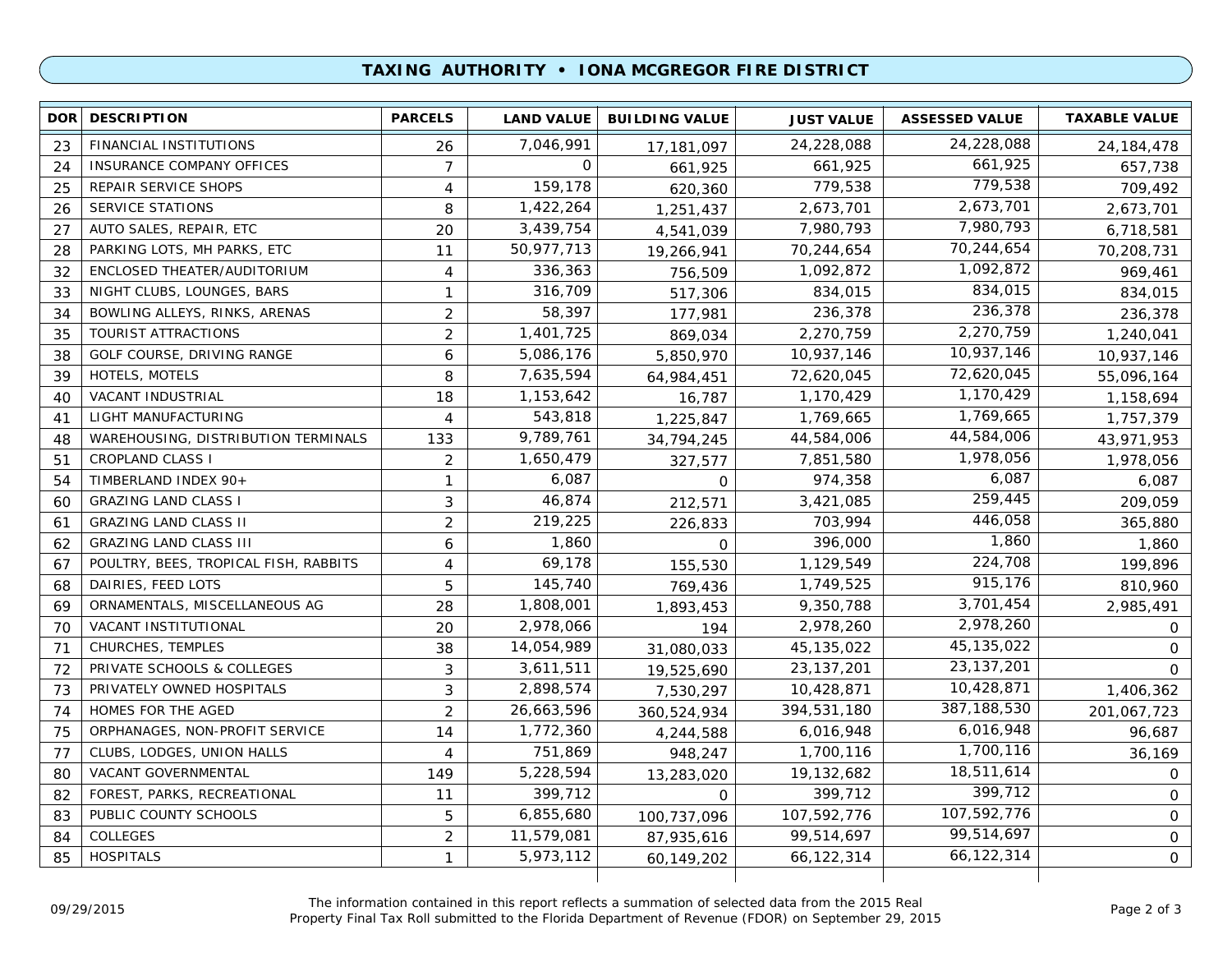## TAXING AUTHORITY • IONA MCGREGOR FIRE DISTRICT

| DOR | DESCRIPTION | PARCELS | LAND VALUE | BUILDING VALUE | JUST VALUE | ASSESSED VALUE | TAXABLE VALUE |
|---|---|---|---|---|---|---|---|
| 23 | FINANCIAL INSTITUTIONS | 26 | 7,046,991 | 17,181,097 | 24,228,088 | 24,228,088 | 24,184,478 |
| 24 | INSURANCE COMPANY OFFICES | 7 | 0 | 661,925 | 661,925 | 661,925 | 657,738 |
| 25 | REPAIR SERVICE SHOPS | 4 | 159,178 | 620,360 | 779,538 | 779,538 | 709,492 |
| 26 | SERVICE STATIONS | 8 | 1,422,264 | 1,251,437 | 2,673,701 | 2,673,701 | 2,673,701 |
| 27 | AUTO SALES, REPAIR, ETC | 20 | 3,439,754 | 4,541,039 | 7,980,793 | 7,980,793 | 6,718,581 |
| 28 | PARKING LOTS, MH PARKS, ETC | 11 | 50,977,713 | 19,266,941 | 70,244,654 | 70,244,654 | 70,208,731 |
| 32 | ENCLOSED THEATER/AUDITORIUM | 4 | 336,363 | 756,509 | 1,092,872 | 1,092,872 | 969,461 |
| 33 | NIGHT CLUBS, LOUNGES, BARS | 1 | 316,709 | 517,306 | 834,015 | 834,015 | 834,015 |
| 34 | BOWLING ALLEYS, RINKS, ARENAS | 2 | 58,397 | 177,981 | 236,378 | 236,378 | 236,378 |
| 35 | TOURIST ATTRACTIONS | 2 | 1,401,725 | 869,034 | 2,270,759 | 2,270,759 | 1,240,041 |
| 38 | GOLF COURSE, DRIVING RANGE | 6 | 5,086,176 | 5,850,970 | 10,937,146 | 10,937,146 | 10,937,146 |
| 39 | HOTELS, MOTELS | 8 | 7,635,594 | 64,984,451 | 72,620,045 | 72,620,045 | 55,096,164 |
| 40 | VACANT INDUSTRIAL | 18 | 1,153,642 | 16,787 | 1,170,429 | 1,170,429 | 1,158,694 |
| 41 | LIGHT MANUFACTURING | 4 | 543,818 | 1,225,847 | 1,769,665 | 1,769,665 | 1,757,379 |
| 48 | WAREHOUSING, DISTRIBUTION TERMINALS | 133 | 9,789,761 | 34,794,245 | 44,584,006 | 44,584,006 | 43,971,953 |
| 51 | CROPLAND CLASS I | 2 | 1,650,479 | 327,577 | 7,851,580 | 1,978,056 | 1,978,056 |
| 54 | TIMBERLAND INDEX 90+ | 1 | 6,087 | 0 | 974,358 | 6,087 | 6,087 |
| 60 | GRAZING LAND CLASS I | 3 | 46,874 | 212,571 | 3,421,085 | 259,445 | 209,059 |
| 61 | GRAZING LAND CLASS II | 2 | 219,225 | 226,833 | 703,994 | 446,058 | 365,880 |
| 62 | GRAZING LAND CLASS III | 6 | 1,860 | 0 | 396,000 | 1,860 | 1,860 |
| 67 | POULTRY, BEES, TROPICAL FISH, RABBITS | 4 | 69,178 | 155,530 | 1,129,549 | 224,708 | 199,896 |
| 68 | DAIRIES, FEED LOTS | 5 | 145,740 | 769,436 | 1,749,525 | 915,176 | 810,960 |
| 69 | ORNAMENTALS, MISCELLANEOUS AG | 28 | 1,808,001 | 1,893,453 | 9,350,788 | 3,701,454 | 2,985,491 |
| 70 | VACANT INSTITUTIONAL | 20 | 2,978,066 | 194 | 2,978,260 | 2,978,260 | 0 |
| 71 | CHURCHES, TEMPLES | 38 | 14,054,989 | 31,080,033 | 45,135,022 | 45,135,022 | 0 |
| 72 | PRIVATE SCHOOLS & COLLEGES | 3 | 3,611,511 | 19,525,690 | 23,137,201 | 23,137,201 | 0 |
| 73 | PRIVATELY OWNED HOSPITALS | 3 | 2,898,574 | 7,530,297 | 10,428,871 | 10,428,871 | 1,406,362 |
| 74 | HOMES FOR THE AGED | 2 | 26,663,596 | 360,524,934 | 394,531,180 | 387,188,530 | 201,067,723 |
| 75 | ORPHANAGES, NON-PROFIT SERVICE | 14 | 1,772,360 | 4,244,588 | 6,016,948 | 6,016,948 | 96,687 |
| 77 | CLUBS, LODGES, UNION HALLS | 4 | 751,869 | 948,247 | 1,700,116 | 1,700,116 | 36,169 |
| 80 | VACANT GOVERNMENTAL | 149 | 5,228,594 | 13,283,020 | 19,132,682 | 18,511,614 | 0 |
| 82 | FOREST, PARKS, RECREATIONAL | 11 | 399,712 | 0 | 399,712 | 399,712 | 0 |
| 83 | PUBLIC COUNTY SCHOOLS | 5 | 6,855,680 | 100,737,096 | 107,592,776 | 107,592,776 | 0 |
| 84 | COLLEGES | 2 | 11,579,081 | 87,935,616 | 99,514,697 | 99,514,697 | 0 |
| 85 | HOSPITALS | 1 | 5,973,112 | 60,149,202 | 66,122,314 | 66,122,314 | 0 |

09/29/2015

The information contained in this report reflects a summation of selected data from the 2015 Real Property Final Tax Roll submitted to the Florida Department of Revenue (FDOR) on September 29, 2015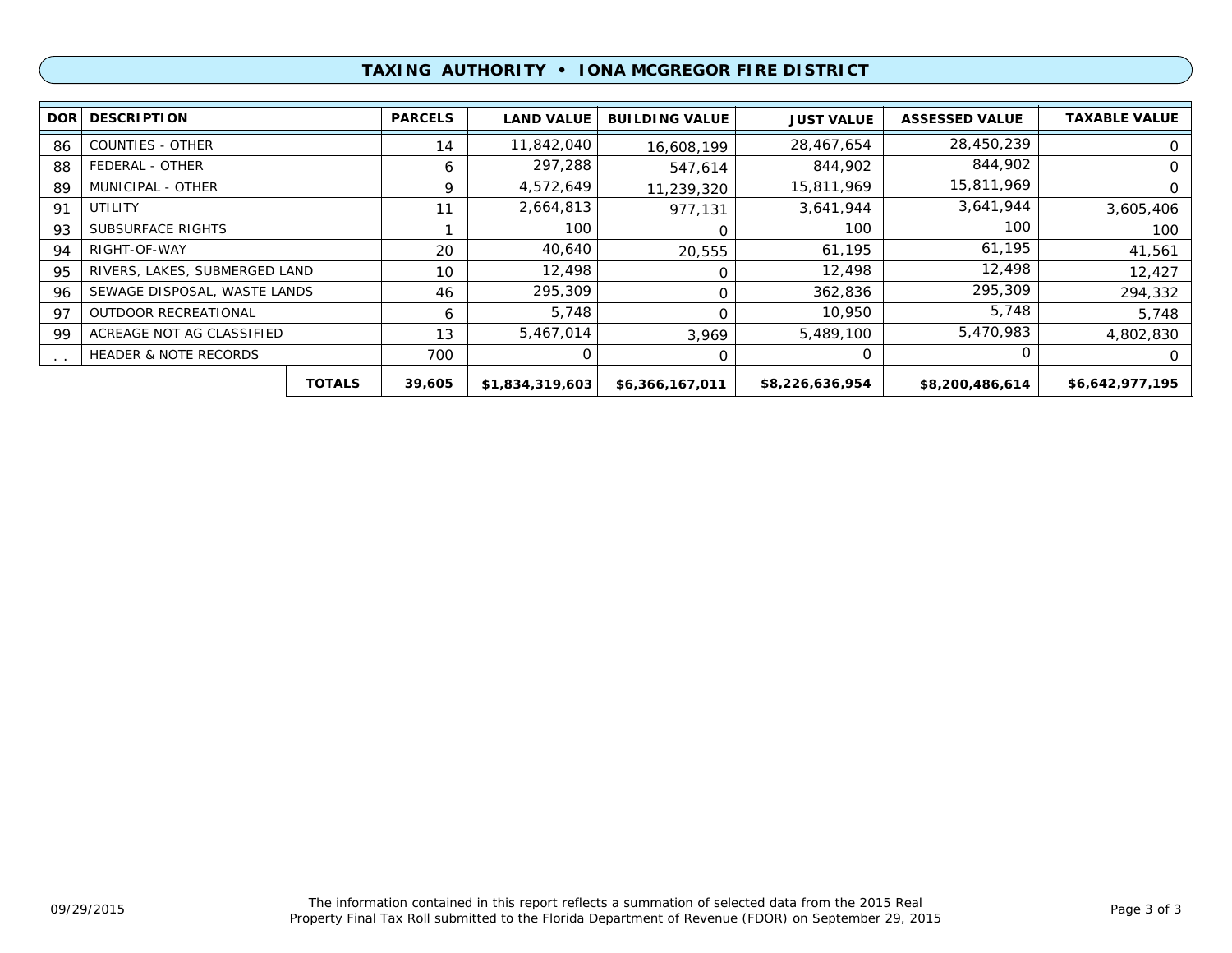## TAXING AUTHORITY • IONA MCGREGOR FIRE DISTRICT

| DOR | DESCRIPTION | PARCELS | LAND VALUE | BUILDING VALUE | JUST VALUE | ASSESSED VALUE | TAXABLE VALUE |
|---|---|---|---|---|---|---|---|
| 86 | COUNTIES - OTHER | 14 | 11,842,040 | 16,608,199 | 28,467,654 | 28,450,239 | 0 |
| 88 | FEDERAL - OTHER | 6 | 297,288 | 547,614 | 844,902 | 844,902 | 0 |
| 89 | MUNICIPAL - OTHER | 9 | 4,572,649 | 11,239,320 | 15,811,969 | 15,811,969 | 0 |
| 91 | UTILITY | 11 | 2,664,813 | 977,131 | 3,641,944 | 3,641,944 | 3,605,406 |
| 93 | SUBSURFACE RIGHTS | 1 | 100 | 0 | 100 | 100 | 100 |
| 94 | RIGHT-OF-WAY | 20 | 40,640 | 20,555 | 61,195 | 61,195 | 41,561 |
| 95 | RIVERS, LAKES, SUBMERGED LAND | 10 | 12,498 | 0 | 12,498 | 12,498 | 12,427 |
| 96 | SEWAGE DISPOSAL, WASTE LANDS | 46 | 295,309 | 0 | 362,836 | 295,309 | 294,332 |
| 97 | OUTDOOR RECREATIONAL | 6 | 5,748 | 0 | 10,950 | 5,748 | 5,748 |
| 99 | ACREAGE NOT AG CLASSIFIED | 13 | 5,467,014 | 3,969 | 5,489,100 | 5,470,983 | 4,802,830 |
| . . | HEADER & NOTE RECORDS | 700 | 0 | 0 | 0 | 0 | 0 |
| | **TOTALS** | **39,605** | **$1,834,319,603** | **$6,366,167,011** | **$8,226,636,954** | **$8,200,486,614** | **$6,642,977,195** |

09/29/2015

The information contained in this report reflects a summation of selected data from the 2015 Real Property Final Tax Roll submitted to the Florida Department of Revenue (FDOR) on September 29, 2015